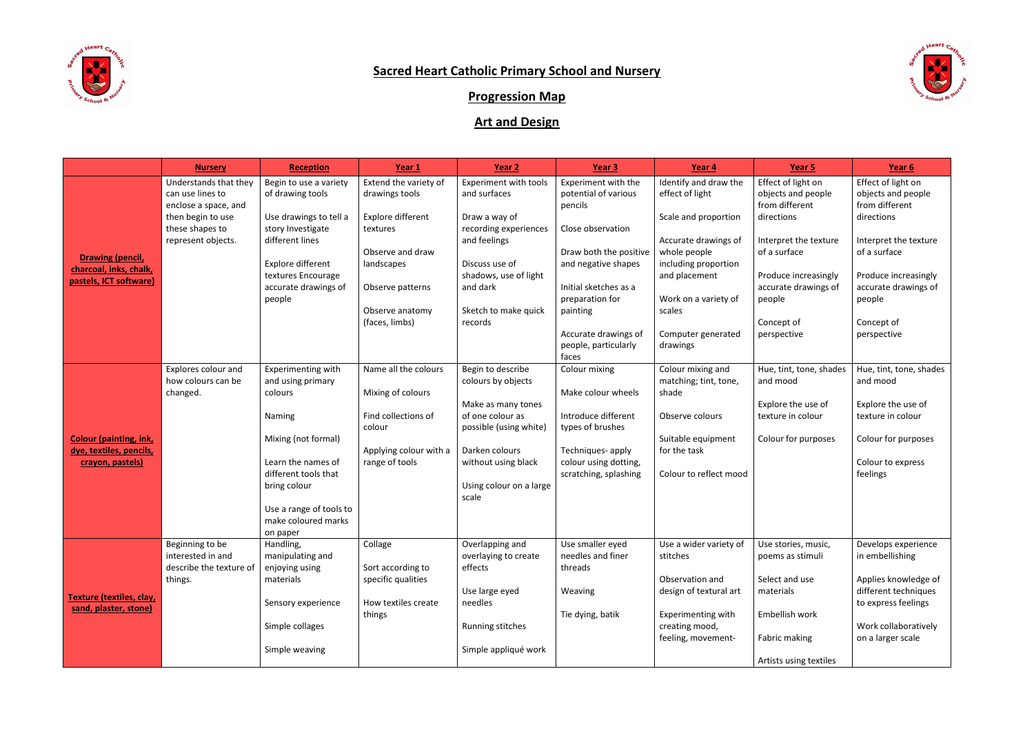# Sacred Heart Catholic Primary School and Nursery

## Progression Map

## Art and Design

| | Nursery | Reception | Year 1 | Year 2 | Year 3 | Year 4 | Year 5 | Year 6 |
|---|---|---|---|---|---|---|---|---|
| **Drawing (pencil, charcoal, inks, chalk, pastels, ICT software)** | Understands that they can use lines to enclose a space, and then begin to use these shapes to represent objects. | Begin to use a variety of drawing tools<br><br>Use drawings to tell a story Investigate different lines<br><br>Explore different textures Encourage accurate drawings of people | Extend the variety of drawings tools<br><br>Explore different textures<br><br>Observe and draw landscapes<br><br>Observe patterns<br><br>Observe anatomy (faces, limbs) | Experiment with tools and surfaces<br><br>Draw a way of recording experiences and feelings<br><br>Discuss use of shadows, use of light and dark<br><br>Sketch to make quick records | Experiment with the potential of various pencils<br><br>Close observation<br><br>Draw both the positive and negative shapes<br><br>Initial sketches as a preparation for painting<br><br>Accurate drawings of people, particularly faces | Identify and draw the effect of light<br><br>Scale and proportion<br><br>Accurate drawings of whole people including proportion and placement<br><br>Work on a variety of scales<br><br>Computer generated drawings | Effect of light on objects and people from different directions<br><br>Interpret the texture of a surface<br><br>Produce increasingly accurate drawings of people<br><br>Concept of perspective | Effect of light on objects and people from different directions<br><br>Interpret the texture of a surface<br><br>Produce increasingly accurate drawings of people<br><br>Concept of perspective |
| **Colour (painting, ink, dye, textiles, pencils, crayon, pastels)** | Explores colour and how colours can be changed. | Experimenting with and using primary colours<br><br>Naming<br><br>Mixing (not formal)<br><br>Learn the names of different tools that bring colour<br><br>Use a range of tools to make coloured marks on paper | Name all the colours<br><br>Mixing of colours<br><br>Find collections of colour<br><br>Applying colour with a range of tools | Begin to describe colours by objects<br><br>Make as many tones of one colour as possible (using white)<br><br>Darken colours without using black<br><br>Using colour on a large scale | Colour mixing<br><br>Make colour wheels<br><br>Introduce different types of brushes<br><br>Techniques- apply colour using dotting, scratching, splashing | Colour mixing and matching; tint, tone, shade<br><br>Observe colours<br><br>Suitable equipment for the task<br><br>Colour to reflect mood | Hue, tint, tone, shades and mood<br><br>Explore the use of texture in colour<br><br>Colour for purposes | Hue, tint, tone, shades and mood<br><br>Explore the use of texture in colour<br><br>Colour for purposes<br><br>Colour to express feelings |
| **Texture (textiles, clay, sand, plaster, stone)** | Beginning to be interested in and describe the texture of things. | Handling, manipulating and enjoying using materials<br><br>Sensory experience<br><br>Simple collages<br><br>Simple weaving | Collage<br><br>Sort according to specific qualities<br><br>How textiles create things | Overlapping and overlaying to create effects<br><br>Use large eyed needles<br><br>Running stitches<br><br>Simple appliqué work | Use smaller eyed needles and finer threads<br><br>Weaving<br><br>Tie dying, batik | Use a wider variety of stitches<br><br>Observation and design of textural art<br><br>Experimenting with creating mood, feeling, movement- | Use stories, music, poems as stimuli<br><br>Select and use materials<br><br>Embellish work<br><br>Fabric making<br><br>Artists using textiles | Develops experience in embellishing<br><br>Applies knowledge of different techniques to express feelings<br><br>Work collaboratively on a larger scale |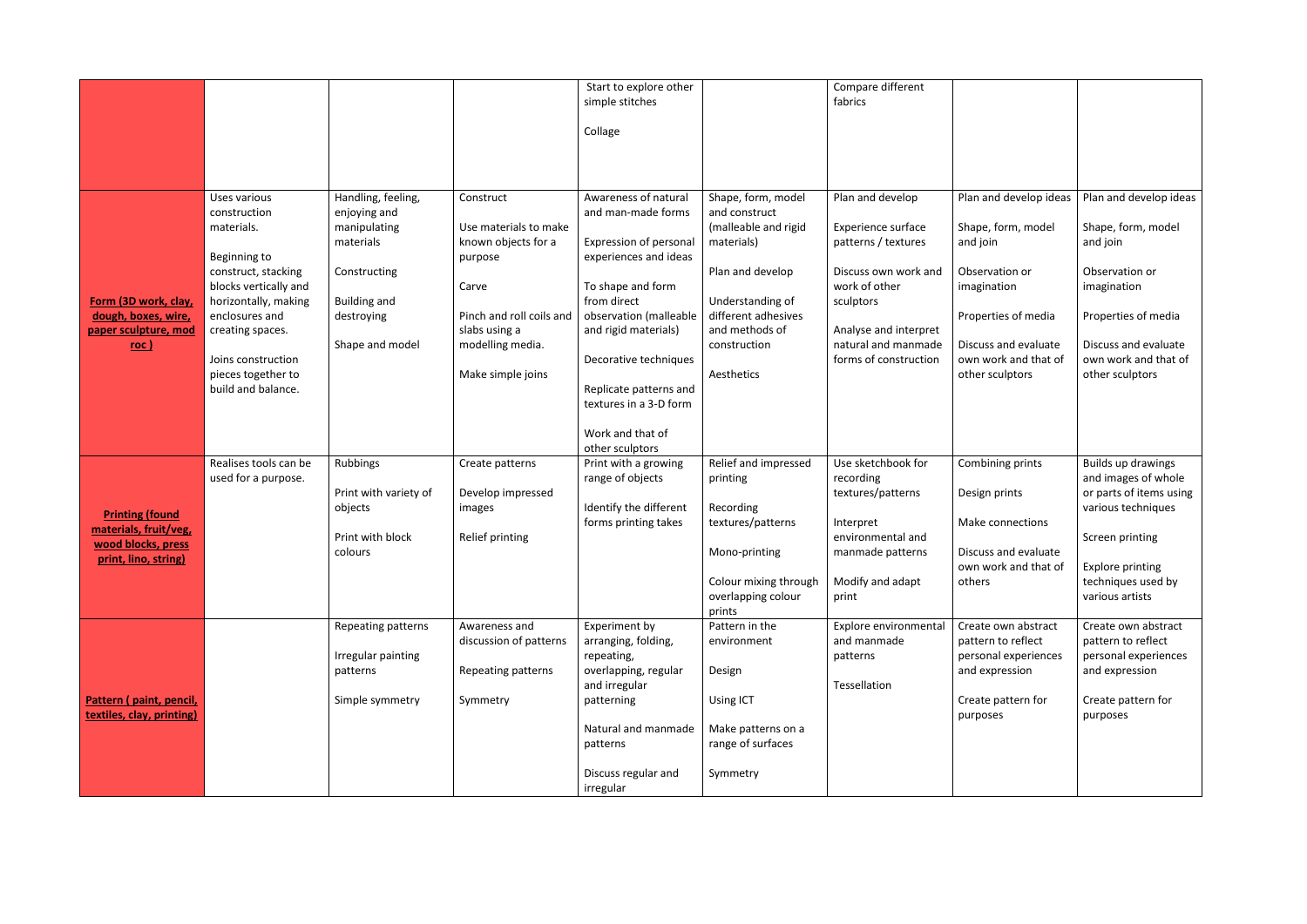| | | | | | | | | |
|---|---|---|---|---|---|---|---|---|
| | | | | Start to explore other simple stitches<br><br>Collage | | Compare different fabrics | | |
| **Form (3D work, clay, dough, boxes, wire, paper sculpture, mod roc )** | Uses various construction materials.<br><br>Beginning to construct, stacking blocks vertically and horizontally, making enclosures and creating spaces.<br><br>Joins construction pieces together to build and balance. | Handling, feeling, enjoying and manipulating materials<br><br>Constructing<br><br>Building and destroying<br><br>Shape and model | Construct<br><br>Use materials to make known objects for a purpose<br><br>Carve<br><br>Pinch and roll coils and slabs using a modelling media.<br><br>Make simple joins | Awareness of natural and man-made forms<br><br>Expression of personal experiences and ideas<br><br>To shape and form from direct observation (malleable and rigid materials)<br><br>Decorative techniques<br><br>Replicate patterns and textures in a 3-D form<br><br>Work and that of other sculptors | Shape, form, model and construct (malleable and rigid materials)<br><br>Plan and develop<br><br>Understanding of different adhesives and methods of construction<br><br>Aesthetics | Plan and develop<br><br>Experience surface patterns / textures<br><br>Discuss own work and work of other sculptors<br><br>Analyse and interpret natural and manmade forms of construction | Plan and develop ideas<br><br>Shape, form, model and join<br><br>Observation or imagination<br><br>Properties of media<br><br>Discuss and evaluate own work and that of other sculptors | Plan and develop ideas<br><br>Shape, form, model and join<br><br>Observation or imagination<br><br>Properties of media<br><br>Discuss and evaluate own work and that of other sculptors |
| **Printing (found materials, fruit/veg, wood blocks, press print, lino, string)** | Realises tools can be used for a purpose. | Rubbings<br><br>Print with variety of objects<br><br>Print with block colours | Create patterns<br><br>Develop impressed images<br><br>Relief printing | Print with a growing range of objects<br><br>Identify the different forms printing takes | Relief and impressed printing<br><br>Recording textures/patterns<br><br>Mono-printing<br><br>Colour mixing through overlapping colour prints | Use sketchbook for recording textures/patterns<br><br>Interpret environmental and manmade patterns<br><br>Modify and adapt print | Combining prints<br><br>Design prints<br><br>Make connections<br><br>Discuss and evaluate own work and that of others | Builds up drawings and images of whole or parts of items using various techniques<br><br>Screen printing<br><br>Explore printing techniques used by various artists |
| **Pattern ( paint, pencil, textiles, clay, printing)** | | Repeating patterns<br><br>Irregular painting patterns<br><br>Simple symmetry | Awareness and discussion of patterns<br><br>Repeating patterns<br><br>Symmetry | Experiment by arranging, folding, repeating, overlapping, regular and irregular patterning<br><br>Natural and manmade patterns<br><br>Discuss regular and irregular | Pattern in the environment<br><br>Design<br><br>Using ICT<br><br>Make patterns on a range of surfaces<br><br>Symmetry | Explore environmental and manmade patterns<br><br>Tessellation | Create own abstract pattern to reflect personal experiences and expression<br><br>Create pattern for purposes | Create own abstract pattern to reflect personal experiences and expression<br><br>Create pattern for purposes |